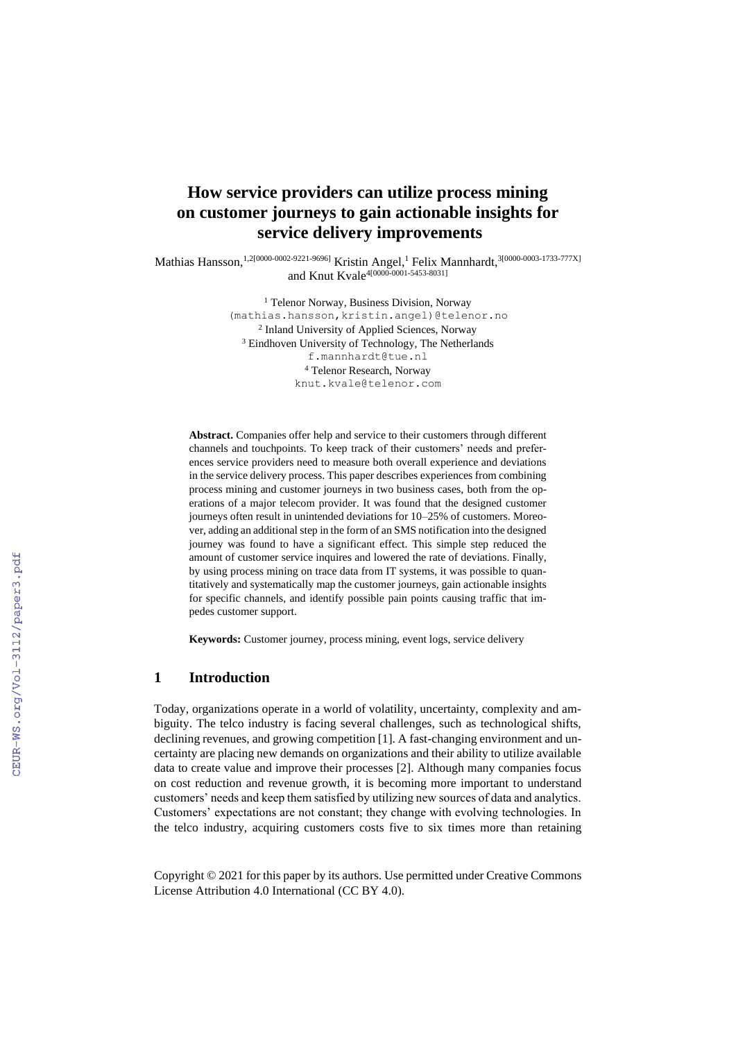# How service providers can utilize process mining on customer journeys to gain actionable insights for service delivery improvements

Mathias Hansson,[1,2][0000-0002-9221-9696] Kristin Angel,[1] Felix Mannhardt,[3][0000-0003-1733-777X] and Knut Kvale[4][0000-0001-5453-8031]

[1] Telenor Norway, Business Division, Norway
(mathias.hansson,kristin.angel)@telenor.no
[2] Inland University of Applied Sciences, Norway
[3] Eindhoven University of Technology, The Netherlands
f.mannhardt@tue.nl
[4] Telenor Research, Norway
knut.kvale@telenor.com

**Abstract.** Companies offer help and service to their customers through different channels and touchpoints. To keep track of their customers' needs and preferences service providers need to measure both overall experience and deviations in the service delivery process. This paper describes experiences from combining process mining and customer journeys in two business cases, both from the operations of a major telecom provider. It was found that the designed customer journeys often result in unintended deviations for 10–25% of customers. Moreover, adding an additional step in the form of an SMS notification into the designed journey was found to have a significant effect. This simple step reduced the amount of customer service inquires and lowered the rate of deviations. Finally, by using process mining on trace data from IT systems, it was possible to quantitatively and systematically map the customer journeys, gain actionable insights for specific channels, and identify possible pain points causing traffic that impedes customer support.

**Keywords:** Customer journey, process mining, event logs, service delivery

## 1 Introduction

Today, organizations operate in a world of volatility, uncertainty, complexity and ambiguity. The telco industry is facing several challenges, such as technological shifts, declining revenues, and growing competition [1]. A fast-changing environment and uncertainty are placing new demands on organizations and their ability to utilize available data to create value and improve their processes [2]. Although many companies focus on cost reduction and revenue growth, it is becoming more important to understand customers' needs and keep them satisfied by utilizing new sources of data and analytics. Customers' expectations are not constant; they change with evolving technologies. In the telco industry, acquiring customers costs five to six times more than retaining

Copyright © 2021 for this paper by its authors. Use permitted under Creative Commons License Attribution 4.0 International (CC BY 4.0).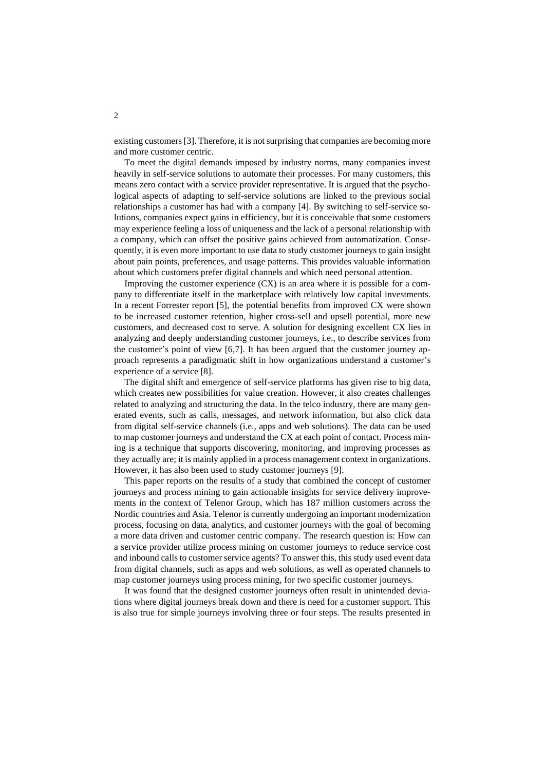existing customers [3]. Therefore, it is not surprising that companies are becoming more and more customer centric.

To meet the digital demands imposed by industry norms, many companies invest heavily in self-service solutions to automate their processes. For many customers, this means zero contact with a service provider representative. It is argued that the psychological aspects of adapting to self-service solutions are linked to the previous social relationships a customer has had with a company [4]. By switching to self-service solutions, companies expect gains in efficiency, but it is conceivable that some customers may experience feeling a loss of uniqueness and the lack of a personal relationship with a company, which can offset the positive gains achieved from automatization. Consequently, it is even more important to use data to study customer journeys to gain insight about pain points, preferences, and usage patterns. This provides valuable information about which customers prefer digital channels and which need personal attention.

Improving the customer experience (CX) is an area where it is possible for a company to differentiate itself in the marketplace with relatively low capital investments. In a recent Forrester report [5], the potential benefits from improved CX were shown to be increased customer retention, higher cross-sell and upsell potential, more new customers, and decreased cost to serve. A solution for designing excellent CX lies in analyzing and deeply understanding customer journeys, i.e., to describe services from the customer's point of view [6,7]. It has been argued that the customer journey approach represents a paradigmatic shift in how organizations understand a customer's experience of a service [8].

The digital shift and emergence of self-service platforms has given rise to big data, which creates new possibilities for value creation. However, it also creates challenges related to analyzing and structuring the data. In the telco industry, there are many generated events, such as calls, messages, and network information, but also click data from digital self-service channels (i.e., apps and web solutions). The data can be used to map customer journeys and understand the CX at each point of contact. Process mining is a technique that supports discovering, monitoring, and improving processes as they actually are; it is mainly applied in a process management context in organizations. However, it has also been used to study customer journeys [9].

This paper reports on the results of a study that combined the concept of customer journeys and process mining to gain actionable insights for service delivery improvements in the context of Telenor Group, which has 187 million customers across the Nordic countries and Asia. Telenor is currently undergoing an important modernization process, focusing on data, analytics, and customer journeys with the goal of becoming a more data driven and customer centric company. The research question is: How can a service provider utilize process mining on customer journeys to reduce service cost and inbound calls to customer service agents? To answer this, this study used event data from digital channels, such as apps and web solutions, as well as operated channels to map customer journeys using process mining, for two specific customer journeys.

It was found that the designed customer journeys often result in unintended deviations where digital journeys break down and there is need for a customer support. This is also true for simple journeys involving three or four steps. The results presented in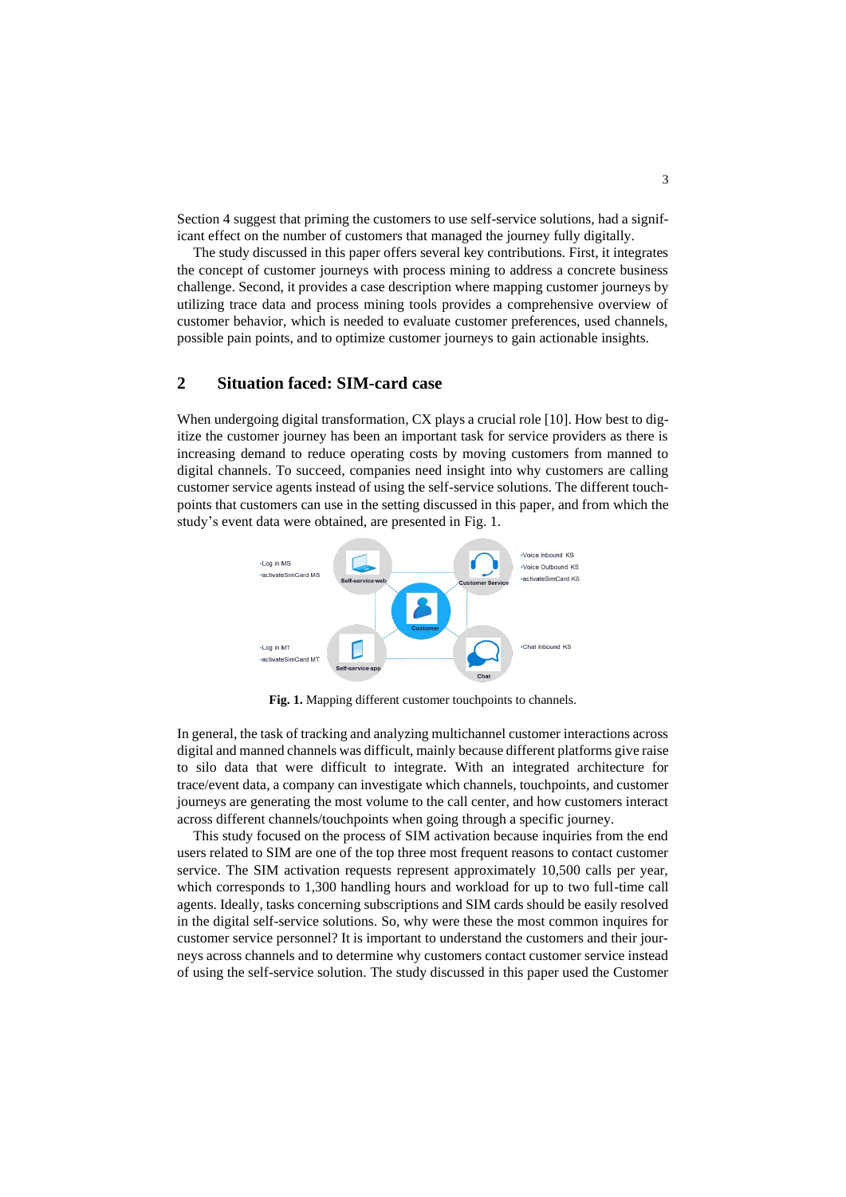Section 4 suggest that priming the customers to use self-service solutions, had a significant effect on the number of customers that managed the journey fully digitally.

The study discussed in this paper offers several key contributions. First, it integrates the concept of customer journeys with process mining to address a concrete business challenge. Second, it provides a case description where mapping customer journeys by utilizing trace data and process mining tools provides a comprehensive overview of customer behavior, which is needed to evaluate customer preferences, used channels, possible pain points, and to optimize customer journeys to gain actionable insights.

## 2 Situation faced: SIM-card case

When undergoing digital transformation, CX plays a crucial role [10]. How best to digitize the customer journey has been an important task for service providers as there is increasing demand to reduce operating costs by moving customers from manned to digital channels. To succeed, companies need insight into why customers are calling customer service agents instead of using the self-service solutions. The different touchpoints that customers can use in the setting discussed in this paper, and from which the study's event data were obtained, are presented in Fig. 1.

**Fig. 1.** Mapping different customer touchpoints to channels.

In general, the task of tracking and analyzing multichannel customer interactions across digital and manned channels was difficult, mainly because different platforms give raise to silo data that were difficult to integrate. With an integrated architecture for trace/event data, a company can investigate which channels, touchpoints, and customer journeys are generating the most volume to the call center, and how customers interact across different channels/touchpoints when going through a specific journey.

This study focused on the process of SIM activation because inquiries from the end users related to SIM are one of the top three most frequent reasons to contact customer service. The SIM activation requests represent approximately 10,500 calls per year, which corresponds to 1,300 handling hours and workload for up to two full-time call agents. Ideally, tasks concerning subscriptions and SIM cards should be easily resolved in the digital self-service solutions. So, why were these the most common inquires for customer service personnel? It is important to understand the customers and their journeys across channels and to determine why customers contact customer service instead of using the self-service solution. The study discussed in this paper used the Customer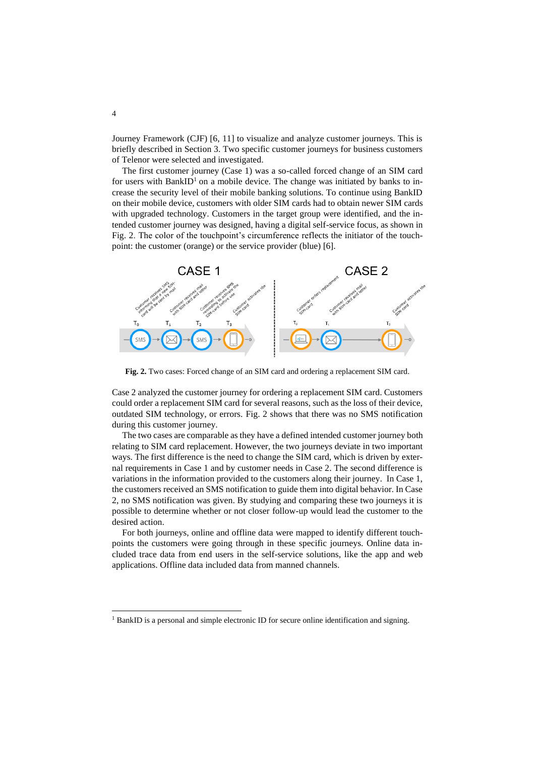Journey Framework (CJF) [6, 11] to visualize and analyze customer journeys. This is briefly described in Section 3. Two specific customer journeys for business customers of Telenor were selected and investigated.

The first customer journey (Case 1) was a so-called forced change of an SIM card for users with BankID[1] on a mobile device. The change was initiated by banks to increase the security level of their mobile banking solutions. To continue using BankID on their mobile device, customers with older SIM cards had to obtain newer SIM cards with upgraded technology. Customers in the target group were identified, and the intended customer journey was designed, having a digital self-service focus, as shown in Fig. 2. The color of the touchpoint's circumference reflects the initiator of the touchpoint: the customer (orange) or the service provider (blue) [6].

**Fig. 2.** Two cases: Forced change of an SIM card and ordering a replacement SIM card.

Case 2 analyzed the customer journey for ordering a replacement SIM card. Customers could order a replacement SIM card for several reasons, such as the loss of their device, outdated SIM technology, or errors. Fig. 2 shows that there was no SMS notification during this customer journey.

The two cases are comparable as they have a defined intended customer journey both relating to SIM card replacement. However, the two journeys deviate in two important ways. The first difference is the need to change the SIM card, which is driven by external requirements in Case 1 and by customer needs in Case 2. The second difference is variations in the information provided to the customers along their journey. In Case 1, the customers received an SMS notification to guide them into digital behavior. In Case 2, no SMS notification was given. By studying and comparing these two journeys it is possible to determine whether or not closer follow-up would lead the customer to the desired action.

For both journeys, online and offline data were mapped to identify different touchpoints the customers were going through in these specific journeys. Online data included trace data from end users in the self-service solutions, like the app and web applications. Offline data included data from manned channels.

[1] BankID is a personal and simple electronic ID for secure online identification and signing.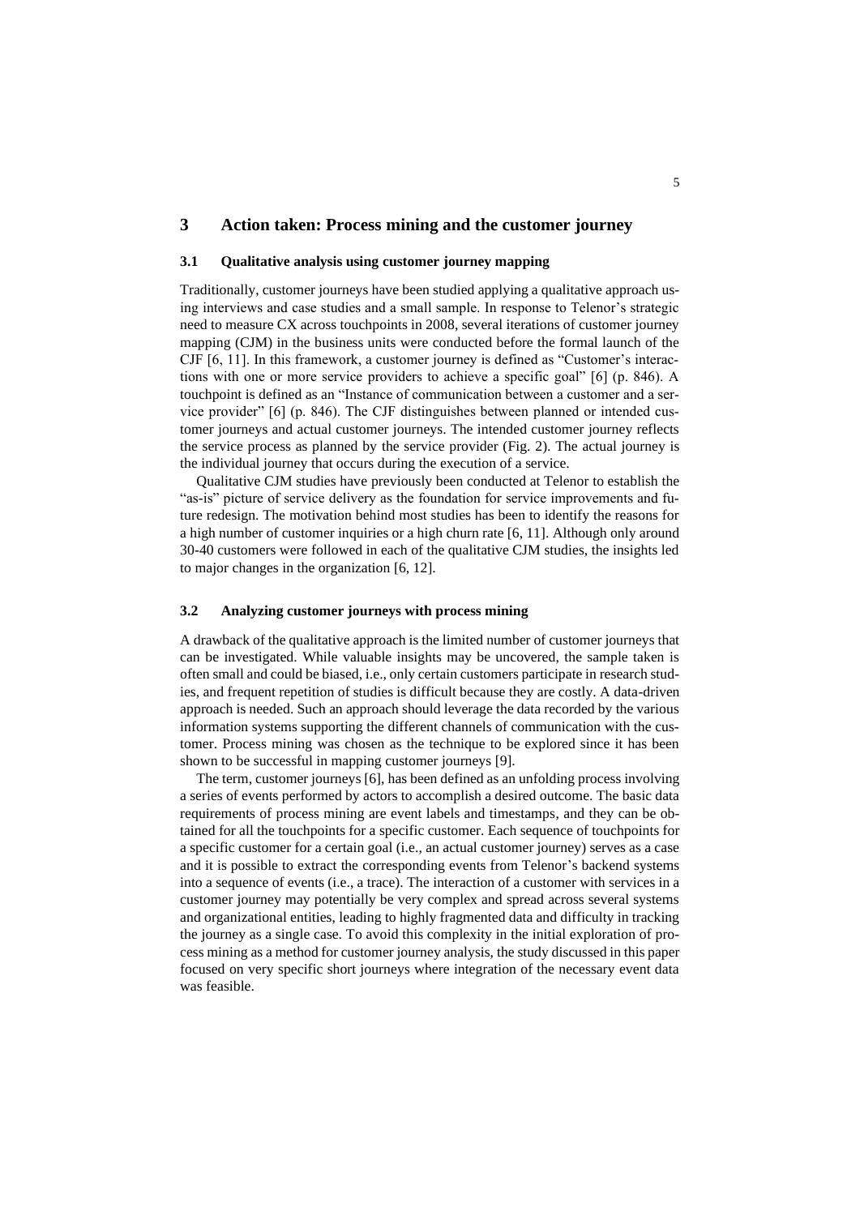## 3 Action taken: Process mining and the customer journey

### 3.1 Qualitative analysis using customer journey mapping

Traditionally, customer journeys have been studied applying a qualitative approach using interviews and case studies and a small sample. In response to Telenor's strategic need to measure CX across touchpoints in 2008, several iterations of customer journey mapping (CJM) in the business units were conducted before the formal launch of the CJF [6, 11]. In this framework, a customer journey is defined as "Customer's interactions with one or more service providers to achieve a specific goal" [6] (p. 846). A touchpoint is defined as an "Instance of communication between a customer and a service provider" [6] (p. 846). The CJF distinguishes between planned or intended customer journeys and actual customer journeys. The intended customer journey reflects the service process as planned by the service provider (Fig. 2). The actual journey is the individual journey that occurs during the execution of a service.

Qualitative CJM studies have previously been conducted at Telenor to establish the "as-is" picture of service delivery as the foundation for service improvements and future redesign. The motivation behind most studies has been to identify the reasons for a high number of customer inquiries or a high churn rate [6, 11]. Although only around 30-40 customers were followed in each of the qualitative CJM studies, the insights led to major changes in the organization [6, 12].

### 3.2 Analyzing customer journeys with process mining

A drawback of the qualitative approach is the limited number of customer journeys that can be investigated. While valuable insights may be uncovered, the sample taken is often small and could be biased, i.e., only certain customers participate in research studies, and frequent repetition of studies is difficult because they are costly. A data-driven approach is needed. Such an approach should leverage the data recorded by the various information systems supporting the different channels of communication with the customer. Process mining was chosen as the technique to be explored since it has been shown to be successful in mapping customer journeys [9].

The term, customer journeys [6], has been defined as an unfolding process involving a series of events performed by actors to accomplish a desired outcome. The basic data requirements of process mining are event labels and timestamps, and they can be obtained for all the touchpoints for a specific customer. Each sequence of touchpoints for a specific customer for a certain goal (i.e., an actual customer journey) serves as a case and it is possible to extract the corresponding events from Telenor's backend systems into a sequence of events (i.e., a trace). The interaction of a customer with services in a customer journey may potentially be very complex and spread across several systems and organizational entities, leading to highly fragmented data and difficulty in tracking the journey as a single case. To avoid this complexity in the initial exploration of process mining as a method for customer journey analysis, the study discussed in this paper focused on very specific short journeys where integration of the necessary event data was feasible.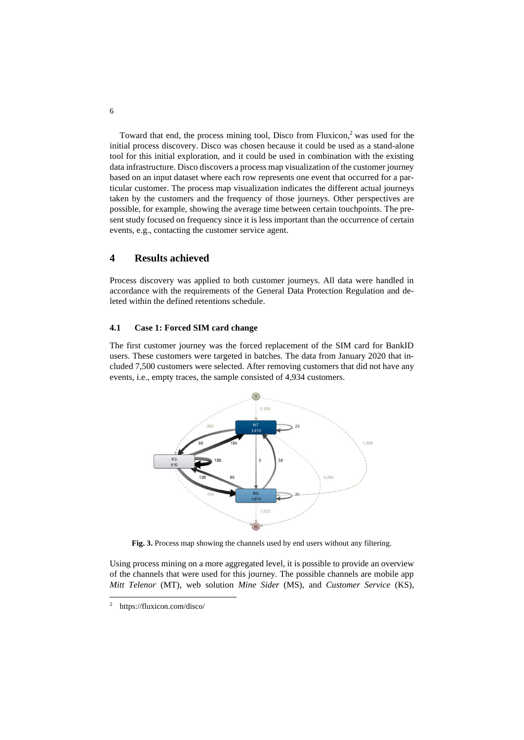Toward that end, the process mining tool, Disco from Fluxicon,[2] was used for the initial process discovery. Disco was chosen because it could be used as a stand-alone tool for this initial exploration, and it could be used in combination with the existing data infrastructure. Disco discovers a process map visualization of the customer journey based on an input dataset where each row represents one event that occurred for a particular customer. The process map visualization indicates the different actual journeys taken by the customers and the frequency of those journeys. Other perspectives are possible, for example, showing the average time between certain touchpoints. The present study focused on frequency since it is less important than the occurrence of certain events, e.g., contacting the customer service agent.

## 4 Results achieved

Process discovery was applied to both customer journeys. All data were handled in accordance with the requirements of the General Data Protection Regulation and deleted within the defined retentions schedule.

### 4.1 Case 1: Forced SIM card change

The first customer journey was the forced replacement of the SIM card for BankID users. These customers were targeted in batches. The data from January 2020 that included 7,500 customers were selected. After removing customers that did not have any events, i.e., empty traces, the sample consisted of 4,934 customers.

**Fig. 3.** Process map showing the channels used by end users without any filtering.

Using process mining on a more aggregated level, it is possible to provide an overview of the channels that were used for this journey. The possible channels are mobile app *Mitt Telenor* (MT), web solution *Mine Sider* (MS), and *Customer Service* (KS),

---

[2] https://fluxicon.com/disco/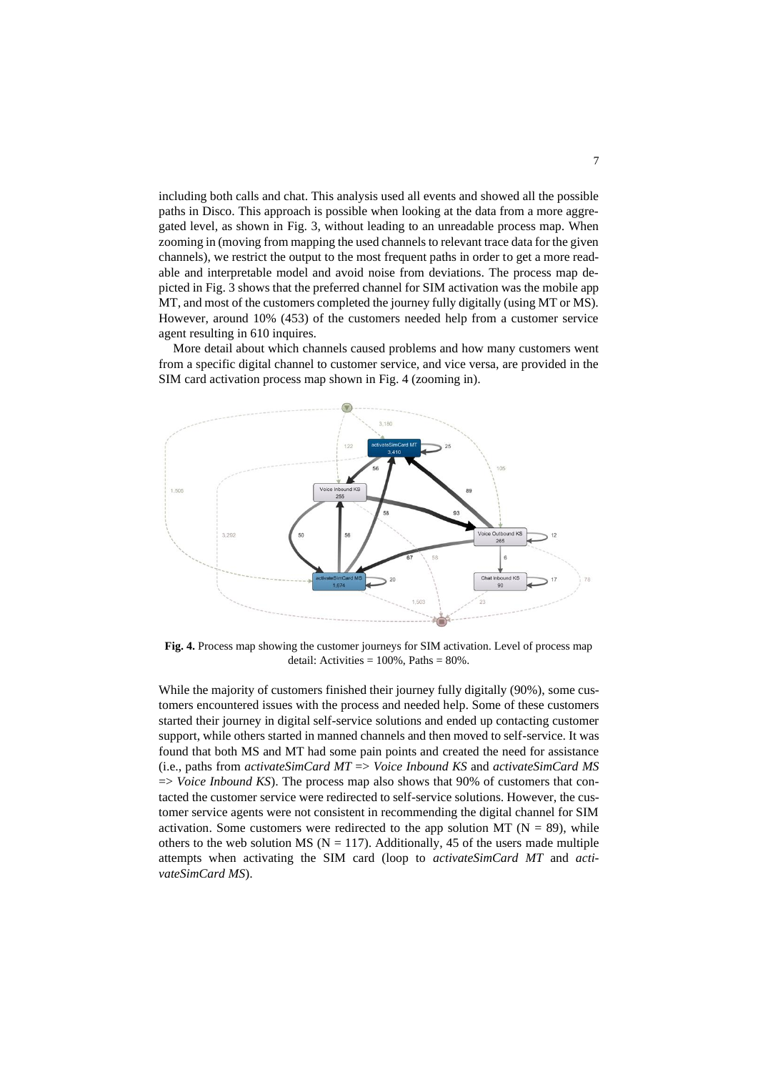including both calls and chat. This analysis used all events and showed all the possible paths in Disco. This approach is possible when looking at the data from a more aggregated level, as shown in Fig. 3, without leading to an unreadable process map. When zooming in (moving from mapping the used channels to relevant trace data for the given channels), we restrict the output to the most frequent paths in order to get a more readable and interpretable model and avoid noise from deviations. The process map depicted in Fig. 3 shows that the preferred channel for SIM activation was the mobile app MT, and most of the customers completed the journey fully digitally (using MT or MS). However, around 10% (453) of the customers needed help from a customer service agent resulting in 610 inquires.

More detail about which channels caused problems and how many customers went from a specific digital channel to customer service, and vice versa, are provided in the SIM card activation process map shown in Fig. 4 (zooming in).

**Fig. 4.** Process map showing the customer journeys for SIM activation. Level of process map detail: Activities = 100%, Paths = 80%.

While the majority of customers finished their journey fully digitally (90%), some customers encountered issues with the process and needed help. Some of these customers started their journey in digital self-service solutions and ended up contacting customer support, while others started in manned channels and then moved to self-service. It was found that both MS and MT had some pain points and created the need for assistance (i.e., paths from *activateSimCard MT => Voice Inbound KS* and *activateSimCard MS => Voice Inbound KS*). The process map also shows that 90% of customers that contacted the customer service were redirected to self-service solutions. However, the customer service agents were not consistent in recommending the digital channel for SIM activation. Some customers were redirected to the app solution MT (N = 89), while others to the web solution MS (N = 117). Additionally, 45 of the users made multiple attempts when activating the SIM card (loop to *activateSimCard MT* and *activateSimCard MS*).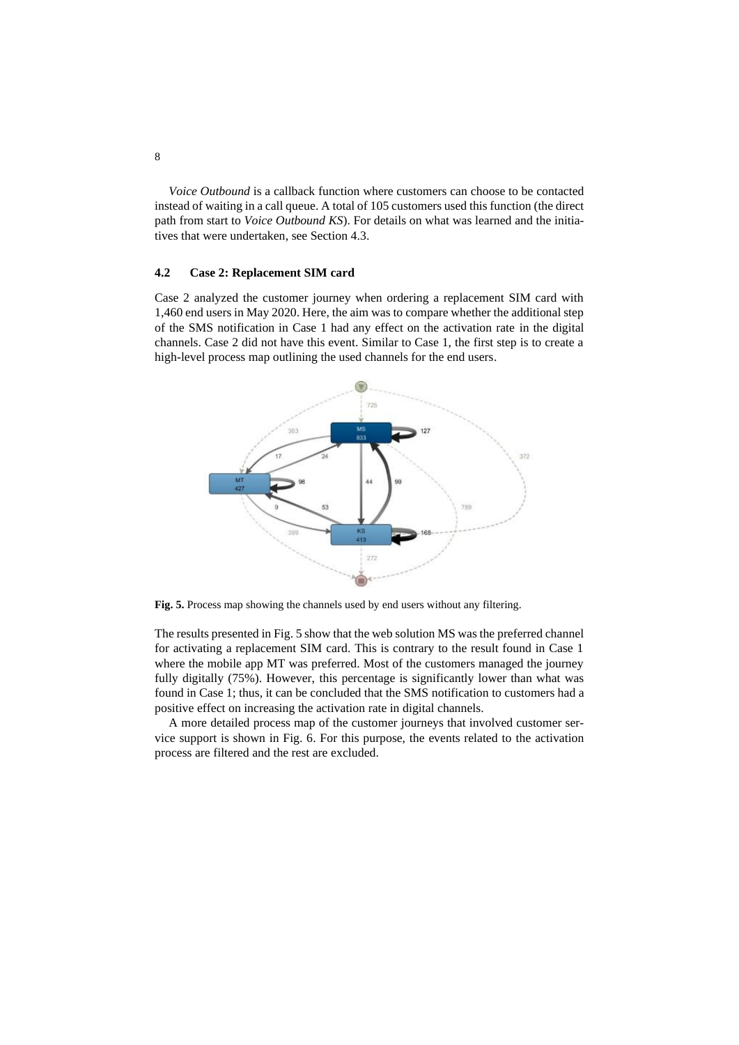*Voice Outbound* is a callback function where customers can choose to be contacted instead of waiting in a call queue. A total of 105 customers used this function (the direct path from start to *Voice Outbound KS*). For details on what was learned and the initiatives that were undertaken, see Section 4.3.

### 4.2 Case 2: Replacement SIM card

Case 2 analyzed the customer journey when ordering a replacement SIM card with 1,460 end users in May 2020. Here, the aim was to compare whether the additional step of the SMS notification in Case 1 had any effect on the activation rate in the digital channels. Case 2 did not have this event. Similar to Case 1, the first step is to create a high-level process map outlining the used channels for the end users.

**Fig. 5.** Process map showing the channels used by end users without any filtering.

The results presented in Fig. 5 show that the web solution MS was the preferred channel for activating a replacement SIM card. This is contrary to the result found in Case 1 where the mobile app MT was preferred. Most of the customers managed the journey fully digitally (75%). However, this percentage is significantly lower than what was found in Case 1; thus, it can be concluded that the SMS notification to customers had a positive effect on increasing the activation rate in digital channels.

A more detailed process map of the customer journeys that involved customer service support is shown in Fig. 6. For this purpose, the events related to the activation process are filtered and the rest are excluded.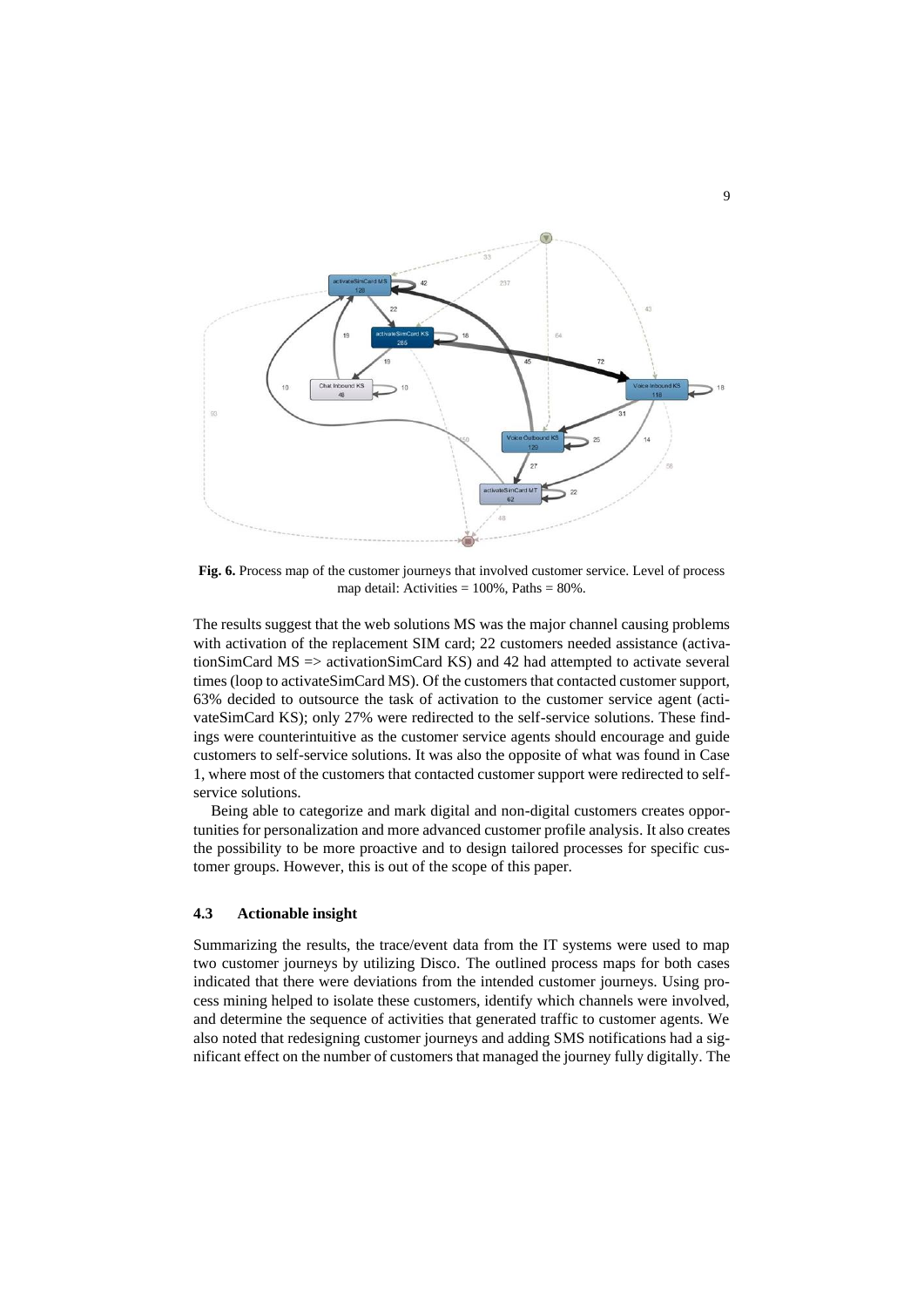**Fig. 6.** Process map of the customer journeys that involved customer service. Level of process map detail: Activities = 100%, Paths = 80%.

The results suggest that the web solutions MS was the major channel causing problems with activation of the replacement SIM card; 22 customers needed assistance (activationSimCard MS => activationSimCard KS) and 42 had attempted to activate several times (loop to activateSimCard MS). Of the customers that contacted customer support, 63% decided to outsource the task of activation to the customer service agent (activateSimCard KS); only 27% were redirected to the self-service solutions. These findings were counterintuitive as the customer service agents should encourage and guide customers to self-service solutions. It was also the opposite of what was found in Case 1, where most of the customers that contacted customer support were redirected to self-service solutions.

Being able to categorize and mark digital and non-digital customers creates opportunities for personalization and more advanced customer profile analysis. It also creates the possibility to be more proactive and to design tailored processes for specific customer groups. However, this is out of the scope of this paper.

### 4.3 Actionable insight

Summarizing the results, the trace/event data from the IT systems were used to map two customer journeys by utilizing Disco. The outlined process maps for both cases indicated that there were deviations from the intended customer journeys. Using process mining helped to isolate these customers, identify which channels were involved, and determine the sequence of activities that generated traffic to customer agents. We also noted that redesigning customer journeys and adding SMS notifications had a significant effect on the number of customers that managed the journey fully digitally. The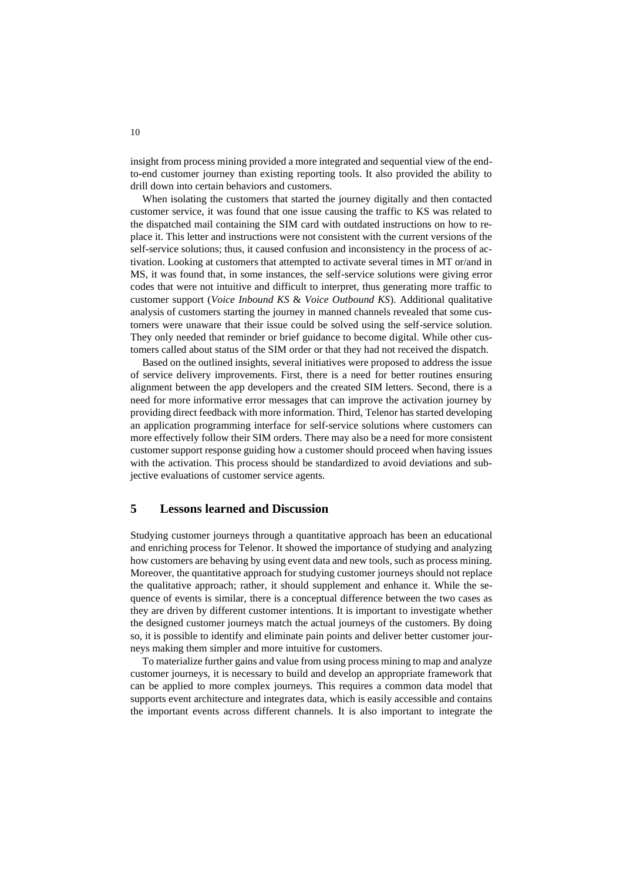insight from process mining provided a more integrated and sequential view of the end-to-end customer journey than existing reporting tools. It also provided the ability to drill down into certain behaviors and customers.

When isolating the customers that started the journey digitally and then contacted customer service, it was found that one issue causing the traffic to KS was related to the dispatched mail containing the SIM card with outdated instructions on how to replace it. This letter and instructions were not consistent with the current versions of the self-service solutions; thus, it caused confusion and inconsistency in the process of activation. Looking at customers that attempted to activate several times in MT or/and in MS, it was found that, in some instances, the self-service solutions were giving error codes that were not intuitive and difficult to interpret, thus generating more traffic to customer support (*Voice Inbound KS* & *Voice Outbound KS*). Additional qualitative analysis of customers starting the journey in manned channels revealed that some customers were unaware that their issue could be solved using the self-service solution. They only needed that reminder or brief guidance to become digital. While other customers called about status of the SIM order or that they had not received the dispatch.

Based on the outlined insights, several initiatives were proposed to address the issue of service delivery improvements. First, there is a need for better routines ensuring alignment between the app developers and the created SIM letters. Second, there is a need for more informative error messages that can improve the activation journey by providing direct feedback with more information. Third, Telenor has started developing an application programming interface for self-service solutions where customers can more effectively follow their SIM orders. There may also be a need for more consistent customer support response guiding how a customer should proceed when having issues with the activation. This process should be standardized to avoid deviations and subjective evaluations of customer service agents.

## 5 Lessons learned and Discussion

Studying customer journeys through a quantitative approach has been an educational and enriching process for Telenor. It showed the importance of studying and analyzing how customers are behaving by using event data and new tools, such as process mining. Moreover, the quantitative approach for studying customer journeys should not replace the qualitative approach; rather, it should supplement and enhance it. While the sequence of events is similar, there is a conceptual difference between the two cases as they are driven by different customer intentions. It is important to investigate whether the designed customer journeys match the actual journeys of the customers. By doing so, it is possible to identify and eliminate pain points and deliver better customer journeys making them simpler and more intuitive for customers.

To materialize further gains and value from using process mining to map and analyze customer journeys, it is necessary to build and develop an appropriate framework that can be applied to more complex journeys. This requires a common data model that supports event architecture and integrates data, which is easily accessible and contains the important events across different channels. It is also important to integrate the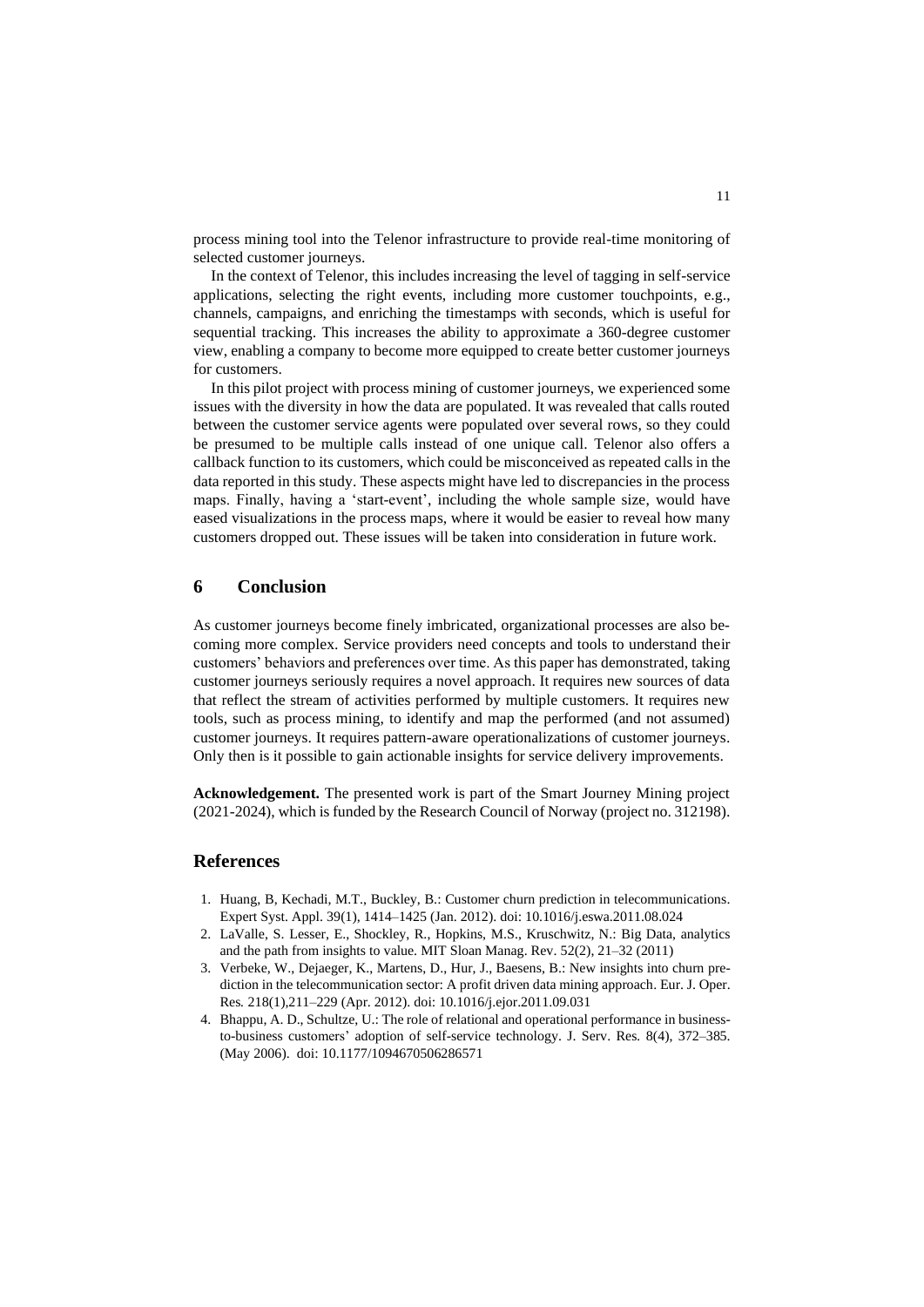process mining tool into the Telenor infrastructure to provide real-time monitoring of selected customer journeys.

In the context of Telenor, this includes increasing the level of tagging in self-service applications, selecting the right events, including more customer touchpoints, e.g., channels, campaigns, and enriching the timestamps with seconds, which is useful for sequential tracking. This increases the ability to approximate a 360-degree customer view, enabling a company to become more equipped to create better customer journeys for customers.

In this pilot project with process mining of customer journeys, we experienced some issues with the diversity in how the data are populated. It was revealed that calls routed between the customer service agents were populated over several rows, so they could be presumed to be multiple calls instead of one unique call. Telenor also offers a callback function to its customers, which could be misconceived as repeated calls in the data reported in this study. These aspects might have led to discrepancies in the process maps. Finally, having a 'start-event', including the whole sample size, would have eased visualizations in the process maps, where it would be easier to reveal how many customers dropped out. These issues will be taken into consideration in future work.

## 6 Conclusion

As customer journeys become finely imbricated, organizational processes are also becoming more complex. Service providers need concepts and tools to understand their customers' behaviors and preferences over time. As this paper has demonstrated, taking customer journeys seriously requires a novel approach. It requires new sources of data that reflect the stream of activities performed by multiple customers. It requires new tools, such as process mining, to identify and map the performed (and not assumed) customer journeys. It requires pattern-aware operationalizations of customer journeys. Only then is it possible to gain actionable insights for service delivery improvements.

**Acknowledgement.** The presented work is part of the Smart Journey Mining project (2021-2024), which is funded by the Research Council of Norway (project no. 312198).

## References

1. Huang, B, Kechadi, M.T., Buckley, B.: Customer churn prediction in telecommunications. Expert Syst. Appl. 39(1), 1414–1425 (Jan. 2012). doi: 10.1016/j.eswa.2011.08.024
2. LaValle, S. Lesser, E., Shockley, R., Hopkins, M.S., Kruschwitz, N.: Big Data, analytics and the path from insights to value. MIT Sloan Manag. Rev. 52(2), 21–32 (2011)
3. Verbeke, W., Dejaeger, K., Martens, D., Hur, J., Baesens, B.: New insights into churn prediction in the telecommunication sector: A profit driven data mining approach. Eur. J. Oper. Res. 218(1),211–229 (Apr. 2012). doi: 10.1016/j.ejor.2011.09.031
4. Bhappu, A. D., Schultze, U.: The role of relational and operational performance in business-to-business customers' adoption of self-service technology. J. Serv. Res. 8(4), 372–385. (May 2006). doi: 10.1177/1094670506286571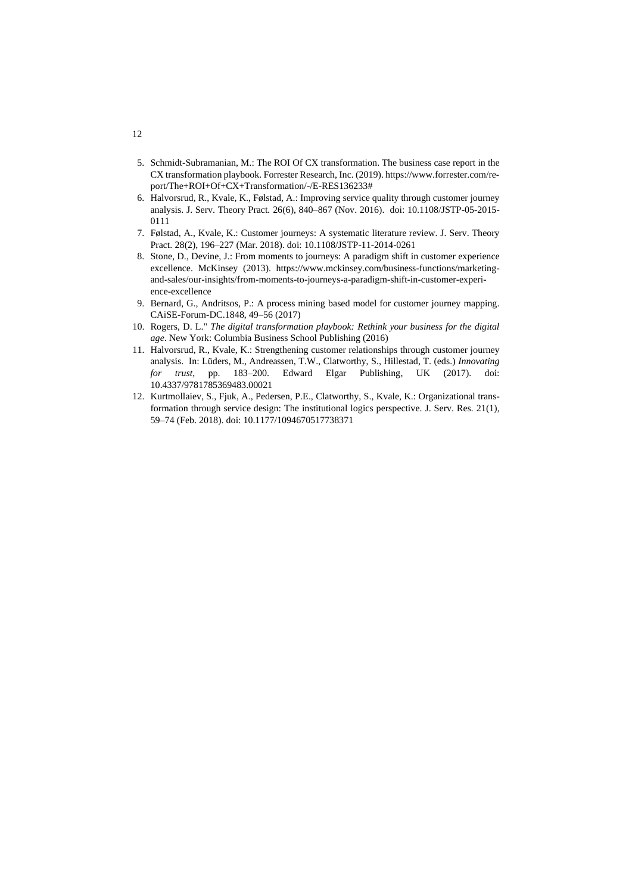5. Schmidt-Subramanian, M.: The ROI Of CX transformation. The business case report in the CX transformation playbook. Forrester Research, Inc. (2019). https://www.forrester.com/report/The+ROI+Of+CX+Transformation/-/E-RES136233#
6. Halvorsrud, R., Kvale, K., Følstad, A.: Improving service quality through customer journey analysis. J. Serv. Theory Pract. 26(6), 840–867 (Nov. 2016). doi: 10.1108/JSTP-05-2015-0111
7. Følstad, A., Kvale, K.: Customer journeys: A systematic literature review. J. Serv. Theory Pract. 28(2), 196–227 (Mar. 2018). doi: 10.1108/JSTP-11-2014-0261
8. Stone, D., Devine, J.: From moments to journeys: A paradigm shift in customer experience excellence. McKinsey (2013). https://www.mckinsey.com/business-functions/marketing-and-sales/our-insights/from-moments-to-journeys-a-paradigm-shift-in-customer-experience-excellence
9. Bernard, G., Andritsos, P.: A process mining based model for customer journey mapping. CAiSE-Forum-DC.1848, 49–56 (2017)
10. Rogers, D. L." *The digital transformation playbook: Rethink your business for the digital age*. New York: Columbia Business School Publishing (2016)
11. Halvorsrud, R., Kvale, K.: Strengthening customer relationships through customer journey analysis. In: Lüders, M., Andreassen, T.W., Clatworthy, S., Hillestad, T. (eds.) *Innovating for trust*, pp. 183–200. Edward Elgar Publishing, UK (2017). doi: 10.4337/9781785369483.00021
12. Kurtmollaiev, S., Fjuk, A., Pedersen, P.E., Clatworthy, S., Kvale, K.: Organizational transformation through service design: The institutional logics perspective. J. Serv. Res. 21(1), 59–74 (Feb. 2018). doi: 10.1177/1094670517738371